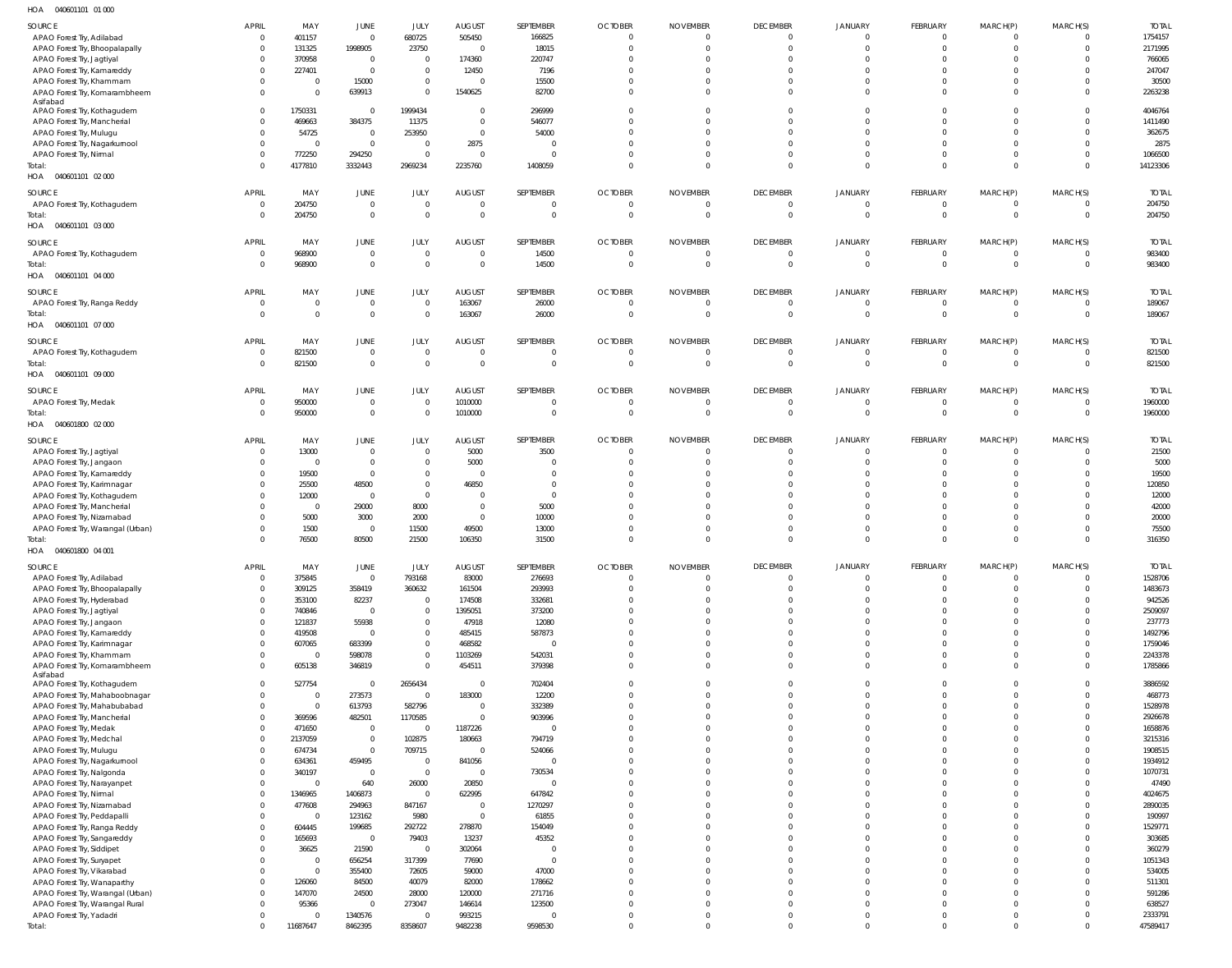HOA 040601101 01 000

| SOURCE | APRIL | MAY | JUNE | JULY | AUGUST | SEPTEMBER | OCTOBER | NOVEMBER | DECEMBER | JANUARY | FEBRUARY | MARCH(P) | MARCH(S) | TOTAL |
|---|---|---|---|---|---|---|---|---|---|---|---|---|---|---|
| APAO Forest Try, Adilabad | 0 | 401157 | 0 | 680725 | 505450 | 166825 | 0 | 0 | 0 | 0 | 0 | 0 | 0 | 1754157 |
| APAO Forest Try, Bhoopalapally | 0 | 131325 | 1998905 | 23750 | 0 | 18015 | 0 | 0 | 0 | 0 | 0 | 0 | 0 | 2171995 |
| APAO Forest Try, Jagtiyal | 0 | 370958 | 0 | 0 | 174360 | 220747 | 0 | 0 | 0 | 0 | 0 | 0 | 0 | 766065 |
| APAO Forest Try, Kamareddy | 0 | 227401 | 0 | 0 | 12450 | 7196 | 0 | 0 | 0 | 0 | 0 | 0 | 0 | 247047 |
| APAO Forest Try, Khammam | 0 | 0 | 15000 | 0 | 0 | 15500 | 0 | 0 | 0 | 0 | 0 | 0 | 0 | 30500 |
| APAO Forest Try, Komarambheem Asifabad | 0 | 0 | 639913 | 0 | 1540625 | 82700 | 0 | 0 | 0 | 0 | 0 | 0 | 0 | 2263238 |
| APAO Forest Try, Kothagudem | 0 | 1750331 | 0 | 1999434 | 0 | 296999 | 0 | 0 | 0 | 0 | 0 | 0 | 0 | 4046764 |
| APAO Forest Try, Mancherial | 0 | 469663 | 384375 | 11375 | 0 | 546077 | 0 | 0 | 0 | 0 | 0 | 0 | 0 | 1411490 |
| APAO Forest Try, Mulugu | 0 | 54725 | 0 | 253950 | 0 | 54000 | 0 | 0 | 0 | 0 | 0 | 0 | 0 | 362675 |
| APAO Forest Try, Nagarkurnool | 0 | 0 | 0 | 0 | 2875 | 0 | 0 | 0 | 0 | 0 | 0 | 0 | 0 | 2875 |
| APAO Forest Try, Nirmal | 0 | 772250 | 294250 | 0 | 0 | 0 | 0 | 0 | 0 | 0 | 0 | 0 | 0 | 1066500 |
| Total: | 0 | 4177810 | 3332443 | 2969234 | 2235760 | 1408059 | 0 | 0 | 0 | 0 | 0 | 0 | 0 | 14123306 |

HOA 040601101 02 000

| SOURCE | APRIL | MAY | JUNE | JULY | AUGUST | SEPTEMBER | OCTOBER | NOVEMBER | DECEMBER | JANUARY | FEBRUARY | MARCH(P) | MARCH(S) | TOTAL |
|---|---|---|---|---|---|---|---|---|---|---|---|---|---|---|
| APAO Forest Try, Kothagudem | 0 | 204750 | 0 | 0 | 0 | 0 | 0 | 0 | 0 | 0 | 0 | 0 | 0 | 204750 |
| Total: | 0 | 204750 | 0 | 0 | 0 | 0 | 0 | 0 | 0 | 0 | 0 | 0 | 0 | 204750 |

HOA 040601101 03 000

| SOURCE | APRIL | MAY | JUNE | JULY | AUGUST | SEPTEMBER | OCTOBER | NOVEMBER | DECEMBER | JANUARY | FEBRUARY | MARCH(P) | MARCH(S) | TOTAL |
|---|---|---|---|---|---|---|---|---|---|---|---|---|---|---|
| APAO Forest Try, Kothagudem | 0 | 968900 | 0 | 0 | 0 | 14500 | 0 | 0 | 0 | 0 | 0 | 0 | 0 | 983400 |
| Total: | 0 | 968900 | 0 | 0 | 0 | 14500 | 0 | 0 | 0 | 0 | 0 | 0 | 0 | 983400 |

HOA 040601101 04 000

| SOURCE | APRIL | MAY | JUNE | JULY | AUGUST | SEPTEMBER | OCTOBER | NOVEMBER | DECEMBER | JANUARY | FEBRUARY | MARCH(P) | MARCH(S) | TOTAL |
|---|---|---|---|---|---|---|---|---|---|---|---|---|---|---|
| APAO Forest Try, Ranga Reddy | 0 | 0 | 0 | 0 | 163067 | 26000 | 0 | 0 | 0 | 0 | 0 | 0 | 0 | 189067 |
| Total: | 0 | 0 | 0 | 0 | 163067 | 26000 | 0 | 0 | 0 | 0 | 0 | 0 | 0 | 189067 |

HOA 040601101 07 000

| SOURCE | APRIL | MAY | JUNE | JULY | AUGUST | SEPTEMBER | OCTOBER | NOVEMBER | DECEMBER | JANUARY | FEBRUARY | MARCH(P) | MARCH(S) | TOTAL |
|---|---|---|---|---|---|---|---|---|---|---|---|---|---|---|
| APAO Forest Try, Kothagudem | 0 | 821500 | 0 | 0 | 0 | 0 | 0 | 0 | 0 | 0 | 0 | 0 | 0 | 821500 |
| Total: | 0 | 821500 | 0 | 0 | 0 | 0 | 0 | 0 | 0 | 0 | 0 | 0 | 0 | 821500 |

HOA 040601101 09 000

| SOURCE | APRIL | MAY | JUNE | JULY | AUGUST | SEPTEMBER | OCTOBER | NOVEMBER | DECEMBER | JANUARY | FEBRUARY | MARCH(P) | MARCH(S) | TOTAL |
|---|---|---|---|---|---|---|---|---|---|---|---|---|---|---|
| APAO Forest Try, Medak | 0 | 950000 | 0 | 0 | 1010000 | 0 | 0 | 0 | 0 | 0 | 0 | 0 | 0 | 1960000 |
| Total: | 0 | 950000 | 0 | 0 | 1010000 | 0 | 0 | 0 | 0 | 0 | 0 | 0 | 0 | 1960000 |

HOA 040601800 02 000

| SOURCE | APRIL | MAY | JUNE | JULY | AUGUST | SEPTEMBER | OCTOBER | NOVEMBER | DECEMBER | JANUARY | FEBRUARY | MARCH(P) | MARCH(S) | TOTAL |
|---|---|---|---|---|---|---|---|---|---|---|---|---|---|---|
| APAO Forest Try, Jagtiyal | 0 | 13000 | 0 | 0 | 5000 | 3500 | 0 | 0 | 0 | 0 | 0 | 0 | 0 | 21500 |
| APAO Forest Try, Jangaon | 0 | 0 | 0 | 0 | 5000 | 0 | 0 | 0 | 0 | 0 | 0 | 0 | 0 | 5000 |
| APAO Forest Try, Kamareddy | 0 | 19500 | 0 | 0 | 0 | 0 | 0 | 0 | 0 | 0 | 0 | 0 | 0 | 19500 |
| APAO Forest Try, Karimnagar | 0 | 25500 | 48500 | 0 | 46850 | 0 | 0 | 0 | 0 | 0 | 0 | 0 | 0 | 120850 |
| APAO Forest Try, Kothagudem | 0 | 12000 | 0 | 0 | 0 | 0 | 0 | 0 | 0 | 0 | 0 | 0 | 0 | 12000 |
| APAO Forest Try, Mancherial | 0 | 0 | 29000 | 8000 | 0 | 5000 | 0 | 0 | 0 | 0 | 0 | 0 | 0 | 42000 |
| APAO Forest Try, Nizamabad | 0 | 5000 | 3000 | 2000 | 0 | 10000 | 0 | 0 | 0 | 0 | 0 | 0 | 0 | 20000 |
| APAO Forest Try, Warangal (Urban) | 0 | 1500 | 0 | 11500 | 49500 | 13000 | 0 | 0 | 0 | 0 | 0 | 0 | 0 | 75500 |
| Total: | 0 | 76500 | 80500 | 21500 | 106350 | 31500 | 0 | 0 | 0 | 0 | 0 | 0 | 0 | 316350 |

HOA 040601800 04 001

| SOURCE | APRIL | MAY | JUNE | JULY | AUGUST | SEPTEMBER | OCTOBER | NOVEMBER | DECEMBER | JANUARY | FEBRUARY | MARCH(P) | MARCH(S) | TOTAL |
|---|---|---|---|---|---|---|---|---|---|---|---|---|---|---|
| APAO Forest Try, Adilabad | 0 | 375845 | 0 | 793168 | 83000 | 276693 | 0 | 0 | 0 | 0 | 0 | 0 | 0 | 1528706 |
| APAO Forest Try, Bhoopalapally | 0 | 309125 | 358419 | 360632 | 161504 | 293993 | 0 | 0 | 0 | 0 | 0 | 0 | 0 | 1483673 |
| APAO Forest Try, Hyderabad | 0 | 353100 | 82237 | 0 | 174508 | 332681 | 0 | 0 | 0 | 0 | 0 | 0 | 0 | 942526 |
| APAO Forest Try, Jagtiyal | 0 | 740846 | 0 | 0 | 1395051 | 373200 | 0 | 0 | 0 | 0 | 0 | 0 | 0 | 2509097 |
| APAO Forest Try, Jangaon | 0 | 121837 | 55938 | 0 | 47918 | 12080 | 0 | 0 | 0 | 0 | 0 | 0 | 0 | 237773 |
| APAO Forest Try, Kamareddy | 0 | 419508 | 0 | 0 | 485415 | 587873 | 0 | 0 | 0 | 0 | 0 | 0 | 0 | 1492796 |
| APAO Forest Try, Karimnagar | 0 | 607065 | 683399 | 0 | 468582 | 0 | 0 | 0 | 0 | 0 | 0 | 0 | 0 | 1759046 |
| APAO Forest Try, Khammam | 0 | 0 | 598078 | 0 | 1103269 | 542031 | 0 | 0 | 0 | 0 | 0 | 0 | 0 | 2243378 |
| APAO Forest Try, Komarambheem Asifabad | 0 | 605138 | 346819 | 0 | 454511 | 379398 | 0 | 0 | 0 | 0 | 0 | 0 | 0 | 1785866 |
| APAO Forest Try, Kothagudem | 0 | 527754 | 0 | 2656434 | 0 | 702404 | 0 | 0 | 0 | 0 | 0 | 0 | 0 | 3886592 |
| APAO Forest Try, Mahaboobnagar | 0 | 0 | 273573 | 0 | 183000 | 12200 | 0 | 0 | 0 | 0 | 0 | 0 | 0 | 468773 |
| APAO Forest Try, Mahabubabad | 0 | 0 | 613793 | 582796 | 0 | 332389 | 0 | 0 | 0 | 0 | 0 | 0 | 0 | 1528978 |
| APAO Forest Try, Mancherial | 0 | 369596 | 482501 | 1170585 | 0 | 903996 | 0 | 0 | 0 | 0 | 0 | 0 | 0 | 2926678 |
| APAO Forest Try, Medak | 0 | 471650 | 0 | 0 | 1187226 | 0 | 0 | 0 | 0 | 0 | 0 | 0 | 0 | 1658876 |
| APAO Forest Try, Medchal | 0 | 2137059 | 0 | 102875 | 180663 | 794719 | 0 | 0 | 0 | 0 | 0 | 0 | 0 | 3215316 |
| APAO Forest Try, Mulugu | 0 | 674734 | 0 | 709715 | 0 | 524066 | 0 | 0 | 0 | 0 | 0 | 0 | 0 | 1908515 |
| APAO Forest Try, Nagarkurnool | 0 | 634361 | 459495 | 0 | 841056 | 0 | 0 | 0 | 0 | 0 | 0 | 0 | 0 | 1934912 |
| APAO Forest Try, Nalgonda | 0 | 340197 | 0 | 0 | 0 | 730534 | 0 | 0 | 0 | 0 | 0 | 0 | 0 | 1070731 |
| APAO Forest Try, Narayanpet | 0 | 0 | 640 | 26000 | 20850 | 0 | 0 | 0 | 0 | 0 | 0 | 0 | 0 | 47490 |
| APAO Forest Try, Nirmal | 0 | 1346965 | 1406873 | 0 | 622995 | 647842 | 0 | 0 | 0 | 0 | 0 | 0 | 0 | 4024675 |
| APAO Forest Try, Nizamabad | 0 | 477608 | 294963 | 847167 | 0 | 1270297 | 0 | 0 | 0 | 0 | 0 | 0 | 0 | 2890035 |
| APAO Forest Try, Peddapalli | 0 | 0 | 123162 | 5980 | 0 | 61855 | 0 | 0 | 0 | 0 | 0 | 0 | 0 | 190997 |
| APAO Forest Try, Ranga Reddy | 0 | 604445 | 199685 | 292722 | 278870 | 154049 | 0 | 0 | 0 | 0 | 0 | 0 | 0 | 1529771 |
| APAO Forest Try, Sangareddy | 0 | 165693 | 0 | 79403 | 13237 | 45352 | 0 | 0 | 0 | 0 | 0 | 0 | 0 | 303685 |
| APAO Forest Try, Siddipet | 0 | 36625 | 21590 | 0 | 302064 | 0 | 0 | 0 | 0 | 0 | 0 | 0 | 0 | 360279 |
| APAO Forest Try, Suryapet | 0 | 0 | 656254 | 317399 | 77690 | 0 | 0 | 0 | 0 | 0 | 0 | 0 | 0 | 1051343 |
| APAO Forest Try, Vikarabad | 0 | 0 | 355400 | 72605 | 59000 | 47000 | 0 | 0 | 0 | 0 | 0 | 0 | 0 | 534005 |
| APAO Forest Try, Wanaparthy | 0 | 126060 | 84500 | 40079 | 82000 | 178662 | 0 | 0 | 0 | 0 | 0 | 0 | 0 | 511301 |
| APAO Forest Try, Warangal (Urban) | 0 | 147070 | 24500 | 28000 | 120000 | 271716 | 0 | 0 | 0 | 0 | 0 | 0 | 0 | 591286 |
| APAO Forest Try, Warangal Rural | 0 | 95366 | 0 | 273047 | 146614 | 123500 | 0 | 0 | 0 | 0 | 0 | 0 | 0 | 638527 |
| APAO Forest Try, Yadadri | 0 | 0 | 1340576 | 0 | 993215 | 0 | 0 | 0 | 0 | 0 | 0 | 0 | 0 | 2333791 |
| Total: | 0 | 11687647 | 8462395 | 8358607 | 9482238 | 9598530 | 0 | 0 | 0 | 0 | 0 | 0 | 0 | 47589417 |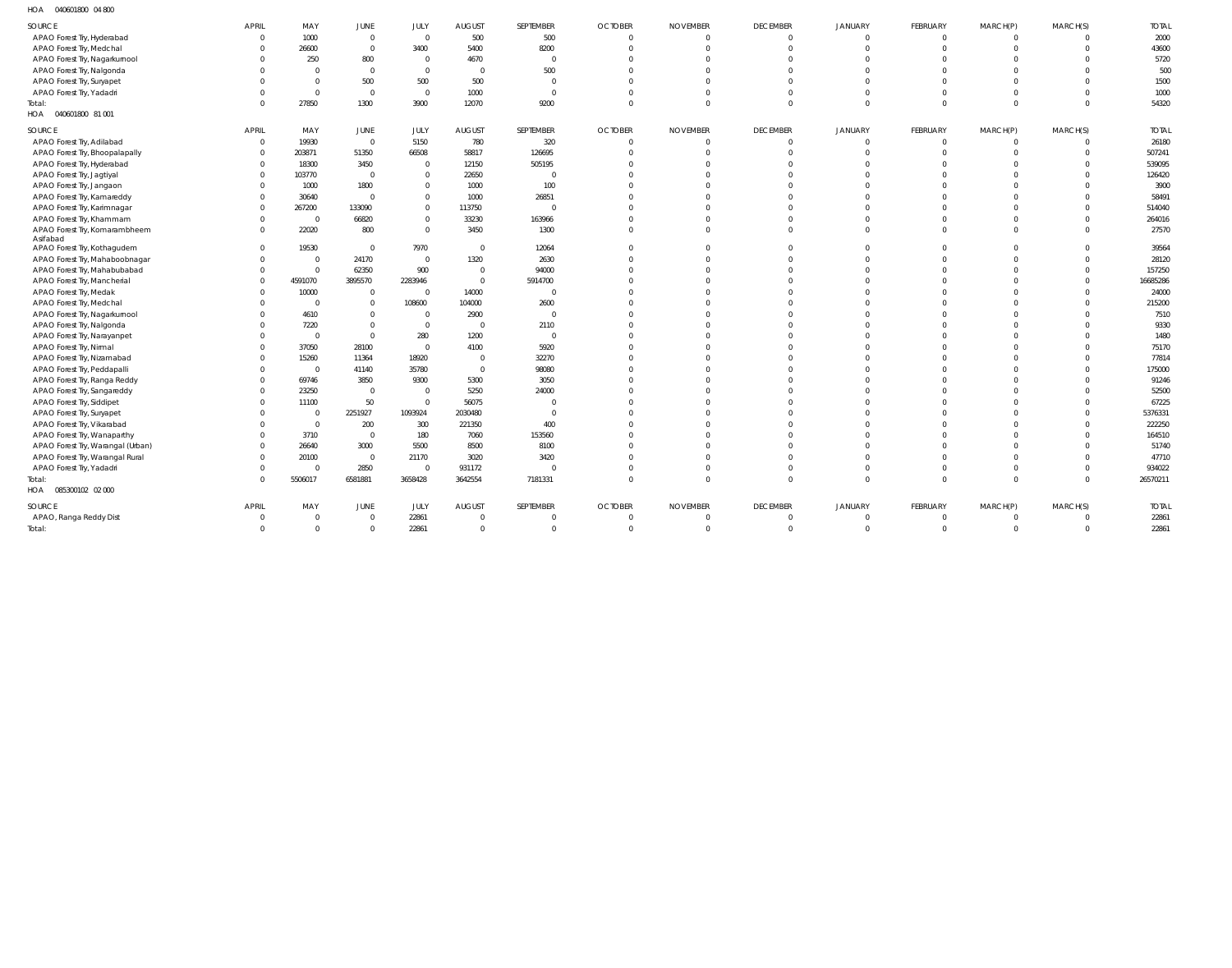HOA 040601800 04 800

| SOURCE | APRIL | MAY | JUNE | JULY | AUGUST | SEPTEMBER | OCTOBER | NOVEMBER | DECEMBER | JANUARY | FEBRUARY | MARCH(P) | MARCH(S) | TOTAL |
|---|---|---|---|---|---|---|---|---|---|---|---|---|---|---|
| APAO Forest Try, Hyderabad | 0 | 1000 | 0 | 0 | 500 | 500 | 0 | 0 | 0 | 0 | 0 | 0 | 0 | 2000 |
| APAO Forest Try, Medchal | 0 | 26600 | 0 | 3400 | 5400 | 8200 | 0 | 0 | 0 | 0 | 0 | 0 | 0 | 43600 |
| APAO Forest Try, Nagarkurnool | 0 | 250 | 800 | 0 | 4670 | 0 | 0 | 0 | 0 | 0 | 0 | 0 | 0 | 5720 |
| APAO Forest Try, Nalgonda | 0 | 0 | 0 | 0 | 0 | 500 | 0 | 0 | 0 | 0 | 0 | 0 | 0 | 500 |
| APAO Forest Try, Suryapet | 0 | 0 | 500 | 500 | 500 | 0 | 0 | 0 | 0 | 0 | 0 | 0 | 0 | 1500 |
| APAO Forest Try, Yadadri | 0 | 0 | 0 | 0 | 1000 | 0 | 0 | 0 | 0 | 0 | 0 | 0 | 0 | 1000 |
| Total: | 0 | 27850 | 1300 | 3900 | 12070 | 9200 | 0 | 0 | 0 | 0 | 0 | 0 | 0 | 54320 |

HOA 040601800 81 001

| SOURCE | APRIL | MAY | JUNE | JULY | AUGUST | SEPTEMBER | OCTOBER | NOVEMBER | DECEMBER | JANUARY | FEBRUARY | MARCH(P) | MARCH(S) | TOTAL |
|---|---|---|---|---|---|---|---|---|---|---|---|---|---|---|
| APAO Forest Try, Adilabad | 0 | 19930 | 0 | 5150 | 780 | 320 | 0 | 0 | 0 | 0 | 0 | 0 | 0 | 26180 |
| APAO Forest Try, Bhoopalapally | 0 | 203871 | 51350 | 66508 | 58817 | 126695 | 0 | 0 | 0 | 0 | 0 | 0 | 0 | 507241 |
| APAO Forest Try, Hyderabad | 0 | 18300 | 3450 | 0 | 12150 | 505195 | 0 | 0 | 0 | 0 | 0 | 0 | 0 | 539095 |
| APAO Forest Try, Jagtiyal | 0 | 103770 | 0 | 0 | 22650 | 0 | 0 | 0 | 0 | 0 | 0 | 0 | 0 | 126420 |
| APAO Forest Try, Jangaon | 0 | 1000 | 1800 | 0 | 1000 | 100 | 0 | 0 | 0 | 0 | 0 | 0 | 0 | 3900 |
| APAO Forest Try, Kamareddy | 0 | 30640 | 0 | 0 | 1000 | 26851 | 0 | 0 | 0 | 0 | 0 | 0 | 0 | 58491 |
| APAO Forest Try, Karimnagar | 0 | 267200 | 133090 | 0 | 113750 | 0 | 0 | 0 | 0 | 0 | 0 | 0 | 0 | 514040 |
| APAO Forest Try, Khammam | 0 | 0 | 66820 | 0 | 33230 | 163966 | 0 | 0 | 0 | 0 | 0 | 0 | 0 | 264016 |
| APAO Forest Try, Komarambheem Asifabad | 0 | 22020 | 800 | 0 | 3450 | 1300 | 0 | 0 | 0 | 0 | 0 | 0 | 0 | 27570 |
| APAO Forest Try, Kothagudem | 0 | 19530 | 0 | 7970 | 0 | 12064 | 0 | 0 | 0 | 0 | 0 | 0 | 0 | 39564 |
| APAO Forest Try, Mahaboobnagar | 0 | 0 | 24170 | 0 | 1320 | 2630 | 0 | 0 | 0 | 0 | 0 | 0 | 0 | 28120 |
| APAO Forest Try, Mahabubabad | 0 | 0 | 62350 | 900 | 0 | 94000 | 0 | 0 | 0 | 0 | 0 | 0 | 0 | 157250 |
| APAO Forest Try, Mancherial | 0 | 4591070 | 3895570 | 2283946 | 0 | 5914700 | 0 | 0 | 0 | 0 | 0 | 0 | 0 | 16685286 |
| APAO Forest Try, Medak | 0 | 10000 | 0 | 0 | 14000 | 0 | 0 | 0 | 0 | 0 | 0 | 0 | 0 | 24000 |
| APAO Forest Try, Medchal | 0 | 0 | 0 | 108600 | 104000 | 2600 | 0 | 0 | 0 | 0 | 0 | 0 | 0 | 215200 |
| APAO Forest Try, Nagarkurnool | 0 | 4610 | 0 | 0 | 2900 | 0 | 0 | 0 | 0 | 0 | 0 | 0 | 0 | 7510 |
| APAO Forest Try, Nalgonda | 0 | 7220 | 0 | 0 | 0 | 2110 | 0 | 0 | 0 | 0 | 0 | 0 | 0 | 9330 |
| APAO Forest Try, Narayanpet | 0 | 0 | 0 | 280 | 1200 | 0 | 0 | 0 | 0 | 0 | 0 | 0 | 0 | 1480 |
| APAO Forest Try, Nirmal | 0 | 37050 | 28100 | 0 | 4100 | 5920 | 0 | 0 | 0 | 0 | 0 | 0 | 0 | 75170 |
| APAO Forest Try, Nizamabad | 0 | 15260 | 11364 | 18920 | 0 | 32270 | 0 | 0 | 0 | 0 | 0 | 0 | 0 | 77814 |
| APAO Forest Try, Peddapalli | 0 | 0 | 41140 | 35780 | 0 | 98080 | 0 | 0 | 0 | 0 | 0 | 0 | 0 | 175000 |
| APAO Forest Try, Ranga Reddy | 0 | 69746 | 3850 | 9300 | 5300 | 3050 | 0 | 0 | 0 | 0 | 0 | 0 | 0 | 91246 |
| APAO Forest Try, Sangareddy | 0 | 23250 | 0 | 0 | 5250 | 24000 | 0 | 0 | 0 | 0 | 0 | 0 | 0 | 52500 |
| APAO Forest Try, Siddipet | 0 | 11100 | 50 | 0 | 56075 | 0 | 0 | 0 | 0 | 0 | 0 | 0 | 0 | 67225 |
| APAO Forest Try, Suryapet | 0 | 0 | 2251927 | 1093924 | 2030480 | 0 | 0 | 0 | 0 | 0 | 0 | 0 | 0 | 5376331 |
| APAO Forest Try, Vikarabad | 0 | 0 | 200 | 300 | 221350 | 400 | 0 | 0 | 0 | 0 | 0 | 0 | 0 | 222250 |
| APAO Forest Try, Wanaparthy | 0 | 3710 | 0 | 180 | 7060 | 153560 | 0 | 0 | 0 | 0 | 0 | 0 | 0 | 164510 |
| APAO Forest Try, Warangal (Urban) | 0 | 26640 | 3000 | 5500 | 8500 | 8100 | 0 | 0 | 0 | 0 | 0 | 0 | 0 | 51740 |
| APAO Forest Try, Warangal Rural | 0 | 20100 | 0 | 21170 | 3020 | 3420 | 0 | 0 | 0 | 0 | 0 | 0 | 0 | 47710 |
| APAO Forest Try, Yadadri | 0 | 0 | 2850 | 0 | 931172 | 0 | 0 | 0 | 0 | 0 | 0 | 0 | 0 | 934022 |
| Total: | 0 | 5506017 | 6581881 | 3658428 | 3642554 | 7181331 | 0 | 0 | 0 | 0 | 0 | 0 | 0 | 26570211 |

HOA 085300102 02 000

| SOURCE | APRIL | MAY | JUNE | JULY | AUGUST | SEPTEMBER | OCTOBER | NOVEMBER | DECEMBER | JANUARY | FEBRUARY | MARCH(P) | MARCH(S) | TOTAL |
|---|---|---|---|---|---|---|---|---|---|---|---|---|---|---|
| APAO, Ranga Reddy Dist | 0 | 0 | 0 | 22861 | 0 | 0 | 0 | 0 | 0 | 0 | 0 | 0 | 0 | 22861 |
| Total: | 0 | 0 | 0 | 22861 | 0 | 0 | 0 | 0 | 0 | 0 | 0 | 0 | 0 | 22861 |